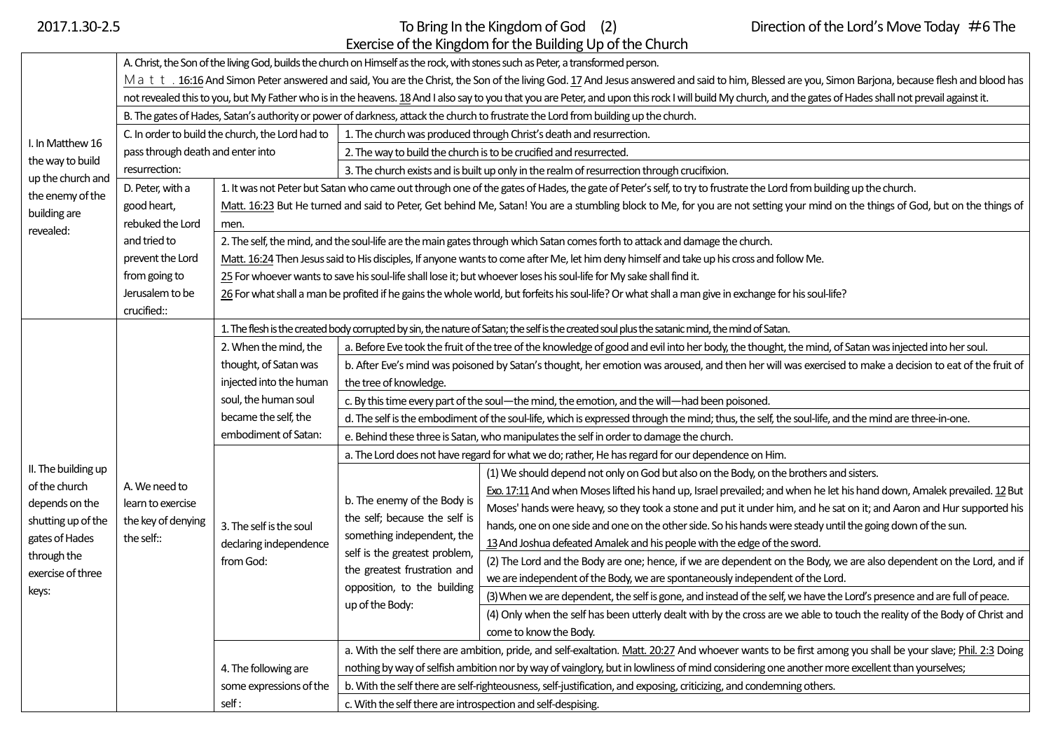2017.1.30-2.5 To Bring In the Kingdom of God (2) Direction of the Lord's Move Today #6 The Exercise of the Kingdom for the Building Up of the Church

**I. In Matthew 16 the way to build up the church and the enemy of the building are revealed:**

A. Christ, the Son of the living God, builds the church on Himself as the rock, with stones such as Peter, a transformed person.

Ｍａｔｔ．16:16 And Simon Peter answered and said, You are the Christ, the Son of the living God. 17 And Jesus answered and said to him, Blessed are you, Simon Barjona, because flesh and blood has not revealed this to you, but My Father who is in the heavens. 18 And I also say to you that you are Peter, and upon this rock I will build My church, and the gates of Hades shall not prevail against it.

B. The gates of Hades, Satan's authority or power of darkness, attack the church to frustrate the Lord from building up the church.

C. In order to build the church, the Lord had to pass through death and enter into resurrection:

1. The church was produced through Christ's death and resurrection.
2. The way to build the church is to be crucified and resurrected.
3. The church exists and is built up only in the realm of resurrection through crucifixion.

D. Peter, with a good heart, rebuked the Lord and tried to prevent the Lord from going to Jerusalem to be crucified::

1. It was not Peter but Satan who came out through one of the gates of Hades, the gate of Peter's self, to try to frustrate the Lord from building up the church.

Matt. 16:23 But He turned and said to Peter, Get behind Me, Satan! You are a stumbling block to Me, for you are not setting your mind on the things of God, but on the things of men.

2. The self, the mind, and the soul-life are the main gates through which Satan comes forth to attack and damage the church.

Matt. 16:24 Then Jesus said to His disciples, If anyone wants to come after Me, let him deny himself and take up his cross and follow Me.
25 For whoever wants to save his soul-life shall lose it; but whoever loses his soul-life for My sake shall find it.
26 For what shall a man be profited if he gains the whole world, but forfeits his soul-life? Or what shall a man give in exchange for his soul-life?

**II. The building up of the church depends on the shutting up of the gates of Hades through the exercise of three keys:**

A. We need to learn to exercise the key of denying the self::

1. The flesh is the created body corrupted by sin, the nature of Satan; the self is the created soul plus the satanic mind, the mind of Satan.

2. When the mind, the thought, of Satan was injected into the human soul, the human soul became the self, the embodiment of Satan:

a. Before Eve took the fruit of the tree of the knowledge of good and evil into her body, the thought, the mind, of Satan was injected into her soul.
b. After Eve's mind was poisoned by Satan's thought, her emotion was aroused, and then her will was exercised to make a decision to eat of the fruit of the tree of knowledge.
c. By this time every part of the soul—the mind, the emotion, and the will—had been poisoned.
d. The self is the embodiment of the soul-life, which is expressed through the mind; thus, the self, the soul-life, and the mind are three-in-one.
e. Behind these three is Satan, who manipulates the self in order to damage the church.

3. The self is the soul declaring independence from God:

a. The Lord does not have regard for what we do; rather, He has regard for our dependence on Him.

b. The enemy of the Body is the self; because the self is something independent, the self is the greatest problem, the greatest frustration and opposition, to the building up of the Body:

(1) We should depend not only on God but also on the Body, on the brothers and sisters.

Exo. 17:11 And when Moses lifted his hand up, Israel prevailed; and when he let his hand down, Amalek prevailed. 12 But Moses' hands were heavy, so they took a stone and put it under him, and he sat on it; and Aaron and Hur supported his hands, one on one side and one on the other side. So his hands were steady until the going down of the sun.
13 And Joshua defeated Amalek and his people with the edge of the sword.

(2) The Lord and the Body are one; hence, if we are dependent on the Body, we are also dependent on the Lord, and if we are independent of the Body, we are spontaneously independent of the Lord.

(3) When we are dependent, the self is gone, and instead of the self, we have the Lord's presence and are full of peace.

(4) Only when the self has been utterly dealt with by the cross are we able to touch the reality of the Body of Christ and come to know the Body.

4. The following are some expressions of the self :

a. With the self there are ambition, pride, and self-exaltation. Matt. 20:27 And whoever wants to be first among you shall be your slave; Phil. 2:3 Doing nothing by way of selfish ambition nor by way of vainglory, but in lowliness of mind considering one another more excellent than yourselves;
b. With the self there are self-righteousness, self-justification, and exposing, criticizing, and condemning others.
c. With the self there are introspection and self-despising.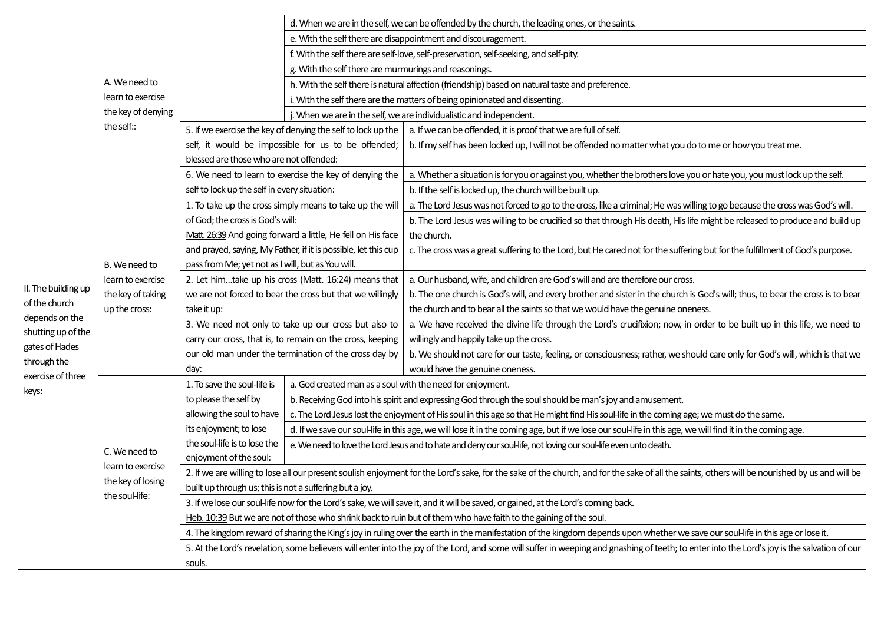| | | | |
|---|---|---|---|
| II. The building up of the church depends on the shutting up of the gates of Hades through the exercise of three keys: | A. We need to learn to exercise the key of denying the self:: | | d. When we are in the self, we can be offended by the church, the leading ones, or the saints. |
| | | | e. With the self there are disappointment and discouragement. |
| | | | f. With the self there are self-love, self-preservation, self-seeking, and self-pity. |
| | | | g. With the self there are murmurings and reasonings. |
| | | | h. With the self there is natural affection (friendship) based on natural taste and preference. |
| | | | i. With the self there are the matters of being opinionated and dissenting. |
| | | | j. When we are in the self, we are individualistic and independent. |
| | | 5. If we exercise the key of denying the self to lock up the self, it would be impossible for us to be offended; blessed are those who are not offended: | a. If we can be offended, it is proof that we are full of self. |
| | | | b. If my self has been locked up, I will not be offended no matter what you do to me or how you treat me. |
| | | 6. We need to learn to exercise the key of denying the self to lock up the self in every situation: | a. Whether a situation is for you or against you, whether the brothers love you or hate you, you must lock up the self. |
| | | | b. If the self is locked up, the church will be built up. |
| | B. We need to learn to exercise the key of taking up the cross: | 1. To take up the cross simply means to take up the will of God; the cross is God's will: <br> Matt. 26:39 And going forward a little, He fell on His face and prayed, saying, My Father, if it is possible, let this cup pass from Me; yet not as I will, but as You will. | a. The Lord Jesus was not forced to go to the cross, like a criminal; He was willing to go because the cross was God's will. |
| | | | b. The Lord Jesus was willing to be crucified so that through His death, His life might be released to produce and build up the church. |
| | | | c. The cross was a great suffering to the Lord, but He cared not for the suffering but for the fulfillment of God's purpose. |
| | | 2. Let him…take up his cross (Matt. 16:24) means that we are not forced to bear the cross but that we willingly take it up: | a. Our husband, wife, and children are God's will and are therefore our cross. |
| | | | b. The one church is God's will, and every brother and sister in the church is God's will; thus, to bear the cross is to bear the church and to bear all the saints so that we would have the genuine oneness. |
| | | 3. We need not only to take up our cross but also to carry our cross, that is, to remain on the cross, keeping our old man under the termination of the cross day by day: | a. We have received the divine life through the Lord's crucifixion; now, in order to be built up in this life, we need to willingly and happily take up the cross. |
| | | | b. We should not care for our taste, feeling, or consciousness; rather, we should care only for God's will, which is that we would have the genuine oneness. |
| | C. We need to learn to exercise the key of losing the soul-life: | 1. To save the soul-life is to please the self by allowing the soul to have its enjoyment; to lose the soul-life is to lose the enjoyment of the soul: | a. God created man as a soul with the need for enjoyment. |
| | | | b. Receiving God into his spirit and expressing God through the soul should be man's joy and amusement. |
| | | | c. The Lord Jesus lost the enjoyment of His soul in this age so that He might find His soul-life in the coming age; we must do the same. |
| | | | d. If we save our soul-life in this age, we will lose it in the coming age, but if we lose our soul-life in this age, we will find it in the coming age. |
| | | | e. We need to love the Lord Jesus and to hate and deny our soul-life, not loving our soul-life even unto death. |
| | | 2. If we are willing to lose all our present soulish enjoyment for the Lord's sake, for the sake of the church, and for the sake of all the saints, others will be nourished by us and will be built up through us; this is not a suffering but a joy. | |
| | | 3. If we lose our soul-life now for the Lord's sake, we will save it, and it will be saved, or gained, at the Lord's coming back. <br> Heb. 10:39 But we are not of those who shrink back to ruin but of them who have faith to the gaining of the soul. | |
| | | 4. The kingdom reward of sharing the King's joy in ruling over the earth in the manifestation of the kingdom depends upon whether we save our soul-life in this age or lose it. | |
| | | 5. At the Lord's revelation, some believers will enter into the joy of the Lord, and some will suffer in weeping and gnashing of teeth; to enter into the Lord's joy is the salvation of our souls. | |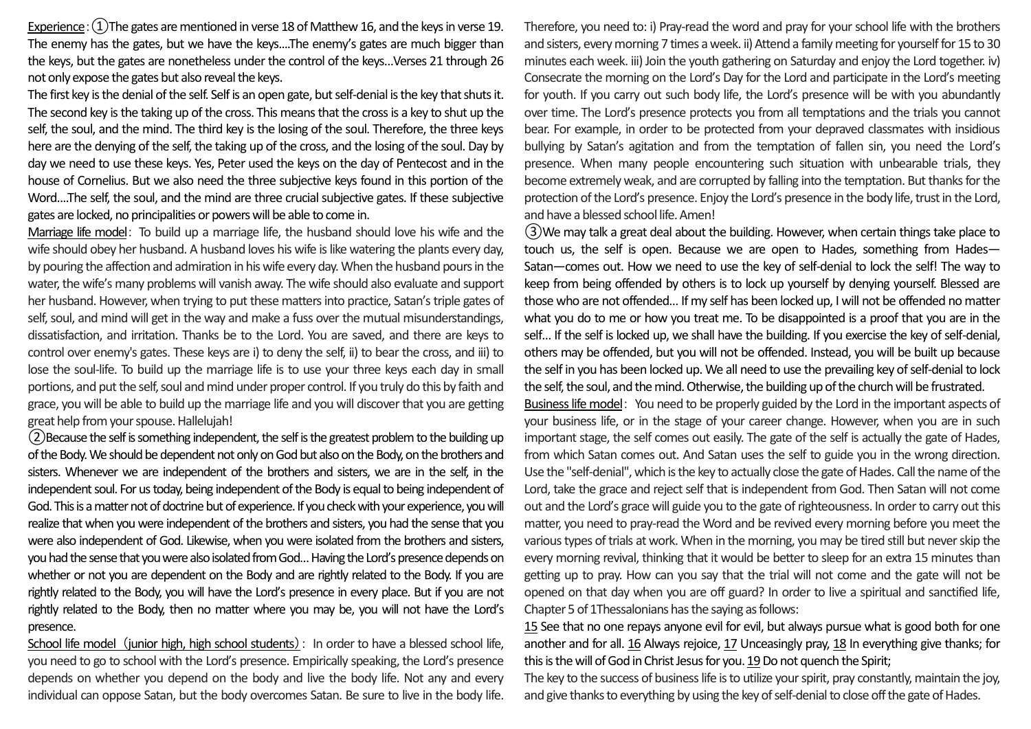<u>Experience</u>：①The gates are mentioned in verse 18 of Matthew 16, and the keys in verse 19. The enemy has the gates, but we have the keys....The enemy's gates are much bigger than the keys, but the gates are nonetheless under the control of the keys...Verses 21 through 26 not only expose the gates but also reveal the keys.

The first key is the denial of the self. Self is an open gate, but self-denial is the key that shuts it. The second key is the taking up of the cross. This means that the cross is a key to shut up the self, the soul, and the mind. The third key is the losing of the soul. Therefore, the three keys here are the denying of the self, the taking up of the cross, and the losing of the soul. Day by day we need to use these keys. Yes, Peter used the keys on the day of Pentecost and in the house of Cornelius. But we also need the three subjective keys found in this portion of the Word....The self, the soul, and the mind are three crucial subjective gates. If these subjective gates are locked, no principalities or powers will be able to come in.

<u>Marriage life model</u>：To build up a marriage life, the husband should love his wife and the wife should obey her husband. A husband loves his wife is like watering the plants every day, by pouring the affection and admiration in his wife every day. When the husband pours in the water, the wife's many problems will vanish away. The wife should also evaluate and support her husband. However, when trying to put these matters into practice, Satan's triple gates of self, soul, and mind will get in the way and make a fuss over the mutual misunderstandings, dissatisfaction, and irritation. Thanks be to the Lord. You are saved, and there are keys to control over enemy's gates. These keys are i) to deny the self, ii) to bear the cross, and iii) to lose the soul-life. To build up the marriage life is to use your three keys each day in small portions, and put the self, soul and mind under proper control. If you truly do this by faith and grace, you will be able to build up the marriage life and you will discover that you are getting great help from your spouse. Hallelujah!

②Because the self is something independent, the self is the greatest problem to the building up of the Body. We should be dependent not only on God but also on the Body, on the brothers and sisters. Whenever we are independent of the brothers and sisters, we are in the self, in the independent soul. For us today, being independent of the Body is equal to being independent of God. This is a matter not of doctrine but of experience. If you check with your experience, you will realize that when you were independent of the brothers and sisters, you had the sense that you were also independent of God. Likewise, when you were isolated from the brothers and sisters, you had the sense that you were also isolated from God... Having the Lord's presence depends on whether or not you are dependent on the Body and are rightly related to the Body. If you are rightly related to the Body, you will have the Lord's presence in every place. But if you are not rightly related to the Body, then no matter where you may be, you will not have the Lord's presence.

<u>School life model（junior high, high school students）</u>：In order to have a blessed school life, you need to go to school with the Lord's presence. Empirically speaking, the Lord's presence depends on whether you depend on the body and live the body life. Not any and every individual can oppose Satan, but the body overcomes Satan. Be sure to live in the body life. Therefore, you need to: i) Pray-read the word and pray for your school life with the brothers and sisters, every morning 7 times a week. ii) Attend a family meeting for yourself for 15 to 30 minutes each week. iii) Join the youth gathering on Saturday and enjoy the Lord together. iv) Consecrate the morning on the Lord's Day for the Lord and participate in the Lord's meeting for youth. If you carry out such body life, the Lord's presence will be with you abundantly over time. The Lord's presence protects you from all temptations and the trials you cannot bear. For example, in order to be protected from your depraved classmates with insidious bullying by Satan's agitation and from the temptation of fallen sin, you need the Lord's presence. When many people encountering such situation with unbearable trials, they become extremely weak, and are corrupted by falling into the temptation. But thanks for the protection of the Lord's presence. Enjoy the Lord's presence in the body life, trust in the Lord, and have a blessed school life. Amen!

③We may talk a great deal about the building. However, when certain things take place to touch us, the self is open. Because we are open to Hades, something from Hades—Satan—comes out. How we need to use the key of self-denial to lock the self! The way to keep from being offended by others is to lock up yourself by denying yourself. Blessed are those who are not offended... If my self has been locked up, I will not be offended no matter what you do to me or how you treat me. To be disappointed is a proof that you are in the self... If the self is locked up, we shall have the building. If you exercise the key of self-denial, others may be offended, but you will not be offended. Instead, you will be built up because the self in you has been locked up. We all need to use the prevailing key of self-denial to lock the self, the soul, and the mind. Otherwise, the building up of the church will be frustrated.

<u>Business life model</u>：You need to be properly guided by the Lord in the important aspects of your business life, or in the stage of your career change. However, when you are in such important stage, the self comes out easily. The gate of the self is actually the gate of Hades, from which Satan comes out. And Satan uses the self to guide you in the wrong direction. Use the "self-denial", which is the key to actually close the gate of Hades. Call the name of the Lord, take the grace and reject self that is independent from God. Then Satan will not come out and the Lord's grace will guide you to the gate of righteousness. In order to carry out this matter, you need to pray-read the Word and be revived every morning before you meet the various types of trials at work. When in the morning, you may be tired still but never skip the every morning revival, thinking that it would be better to sleep for an extra 15 minutes than getting up to pray. How can you say that the trial will not come and the gate will not be opened on that day when you are off guard? In order to live a spiritual and sanctified life, Chapter 5 of 1Thessalonians has the saying as follows:

<u>15</u> See that no one repays anyone evil for evil, but always pursue what is good both for one another and for all. <u>16</u> Always rejoice, <u>17</u> Unceasingly pray, <u>18</u> In everything give thanks; for this is the will of God in Christ Jesus for you. <u>19</u> Do not quench the Spirit;

The key to the success of business life is to utilize your spirit, pray constantly, maintain the joy, and give thanks to everything by using the key of self-denial to close off the gate of Hades.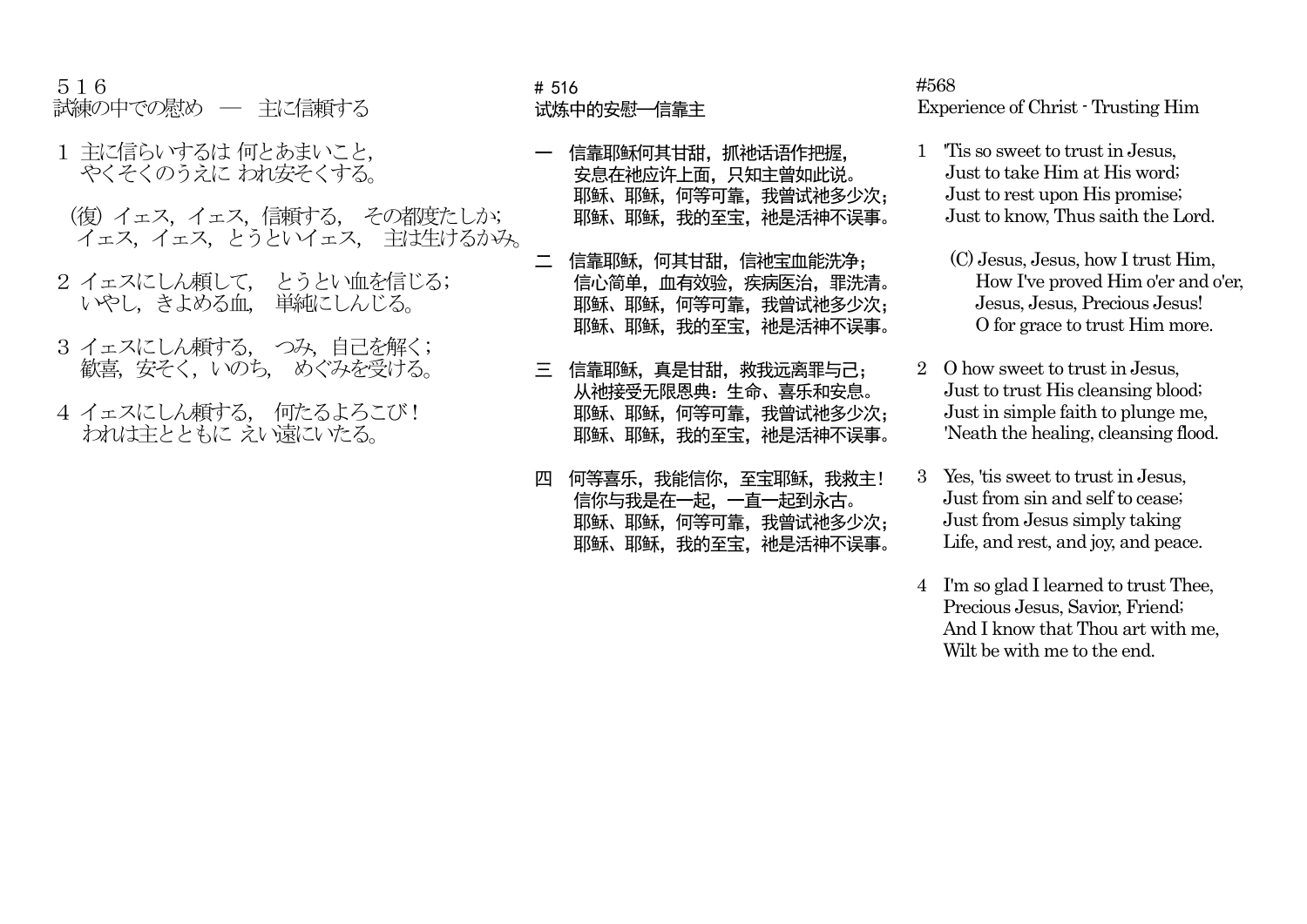５１６
試練の中での慰め　—　主に信頼する

1 主に信らいするは 何とあまいこと,
　やくそくのうえに われ安そくする。

（復）イェス，イェス，信頼する，　その都度たしか;
　イェス，イェス，とうといイェス，　主は生けるかみ。

2 イェスにしん頼して，　とうとい血を信じる;
　いやし，きよめる血，　単純にしんじる。

3 イェスにしん頼する，　つみ，自己を解く;
　歓喜，安そく，いのち，　めぐみを受ける。

4 イェスにしん頼する，　何たるよろこび！
　われは主とともに えい遠にいたる。

# 516
试炼中的安慰—信靠主

一　信靠耶稣何其甘甜，抓祂话语作把握，
　　安息在祂应许上面，只知主曾如此说。
　　耶稣、耶稣，何等可靠，我曾试祂多少次；
　　耶稣、耶稣，我的至宝，祂是活神不误事。

二　信靠耶稣，何其甘甜，信祂宝血能洗净；
　　信心简单，血有效验，疾病医治，罪洗清。
　　耶稣、耶稣，何等可靠，我曾试祂多少次；
　　耶稣、耶稣，我的至宝，祂是活神不误事。

三　信靠耶稣，真是甘甜，救我远离罪与己；
　　从祂接受无限恩典：生命、喜乐和安息。
　　耶稣、耶稣，何等可靠，我曾试祂多少次；
　　耶稣、耶稣，我的至宝，祂是活神不误事。

四　何等喜乐，我能信你，至宝耶稣，我救主！
　　信你与我是在一起，一直一起到永古。
　　耶稣、耶稣，何等可靠，我曾试祂多少次；
　　耶稣、耶稣，我的至宝，祂是活神不误事。

#568
Experience of Christ - Trusting Him

1 'Tis so sweet to trust in Jesus,
  Just to take Him at His word;
  Just to rest upon His promise;
  Just to know, Thus saith the Lord.

  (C) Jesus, Jesus, how I trust Him,
  How I've proved Him o'er and o'er,
  Jesus, Jesus, Precious Jesus!
  O for grace to trust Him more.

2 O how sweet to trust in Jesus,
  Just to trust His cleansing blood;
  Just in simple faith to plunge me,
  'Neath the healing, cleansing flood.

3 Yes, 'tis sweet to trust in Jesus,
  Just from sin and self to cease;
  Just from Jesus simply taking
  Life, and rest, and joy, and peace.

4 I'm so glad I learned to trust Thee,
  Precious Jesus, Savior, Friend;
  And I know that Thou art with me,
  Wilt be with me to the end.